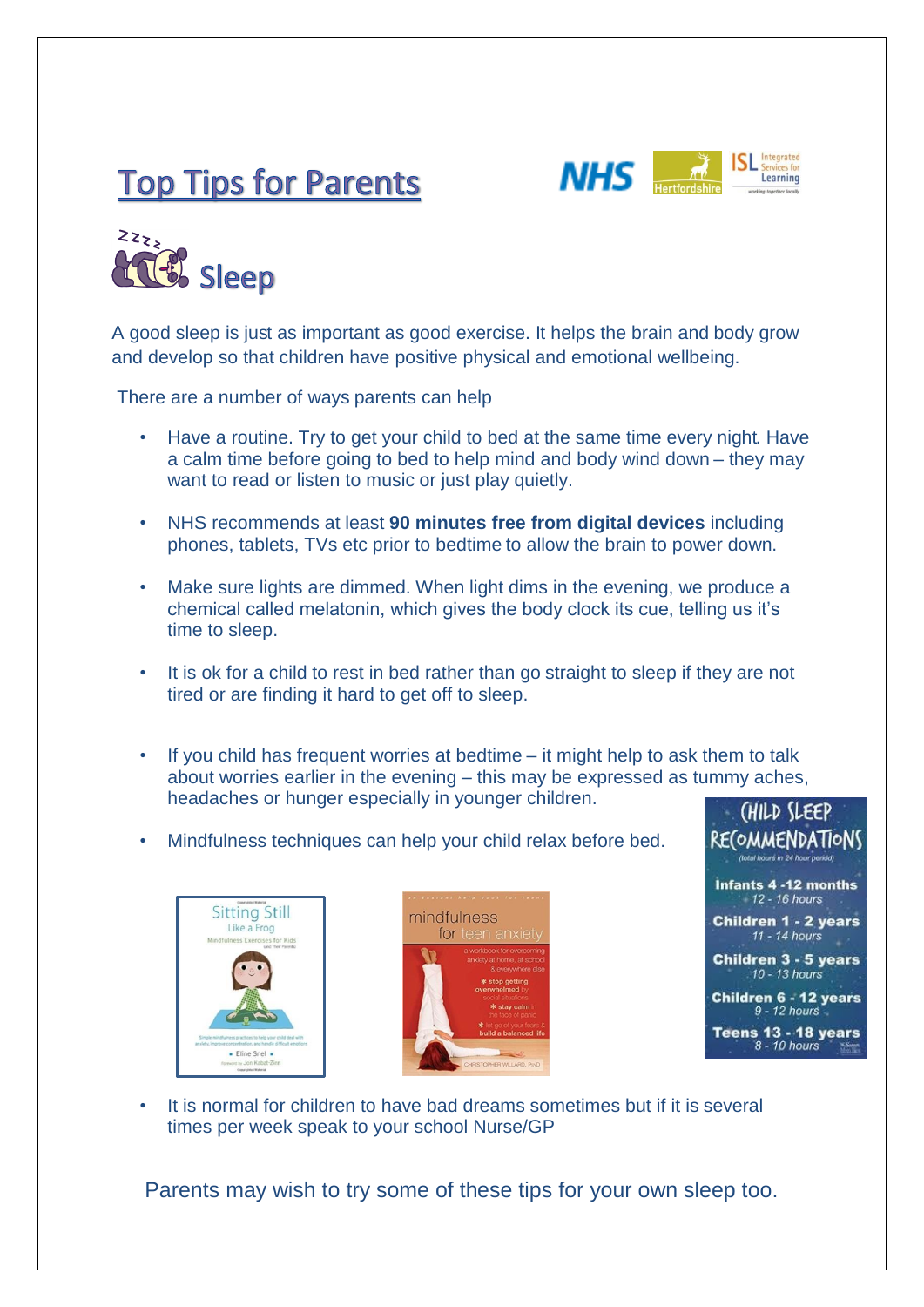# Top Tips for Parents

NHS | Hertfordshire | ISL Integrated Services for Learning

## Sleep

A good sleep is just as important as good exercise. It helps the brain and body grow and develop so that children have positive physical and emotional wellbeing.

There are a number of ways parents can help

- Have a routine. Try to get your child to bed at the same time every night. Have a calm time before going to bed to help mind and body wind down – they may want to read or listen to music or just play quietly.
- NHS recommends at least **90 minutes free from digital devices** including phones, tablets, TVs etc prior to bedtime to allow the brain to power down.
- Make sure lights are dimmed. When light dims in the evening, we produce a chemical called melatonin, which gives the body clock its cue, telling us it's time to sleep.
- It is ok for a child to rest in bed rather than go straight to sleep if they are not tired or are finding it hard to get off to sleep.
- If you child has frequent worries at bedtime – it might help to ask them to talk about worries earlier in the evening – this may be expressed as tummy aches, headaches or hunger especially in younger children.
- Mindfulness techniques can help your child relax before bed.

**CHILD SLEEP RECOMMENDATIONS**
(total hours in 24 hour period)

| Age | Hours |
|---|---|
| Infants 4 -12 months | 12 - 16 hours |
| Children 1 - 2 years | 11 - 14 hours |
| Children 3 - 5 years | 10 - 13 hours |
| Children 6 - 12 years | 9 - 12 hours |
| Teens 13 - 18 years | 8 - 10 hours |

- It is normal for children to have bad dreams sometimes but if it is several times per week speak to your school Nurse/GP

Parents may wish to try some of these tips for your own sleep too.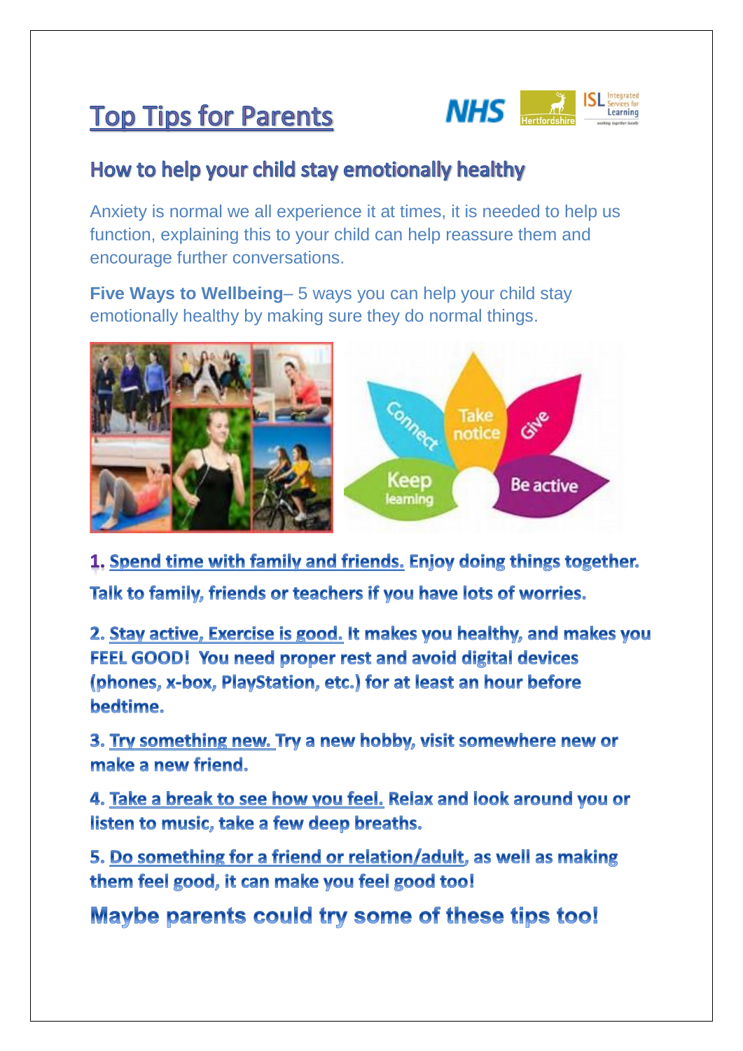# Top Tips for Parents

## How to help your child stay emotionally healthy

Anxiety is normal we all experience it at times, it is needed to help us function, explaining this to your child can help reassure them and encourage further conversations.

**Five Ways to Wellbeing**– 5 ways you can help your child stay emotionally healthy by making sure they do normal things.

Connect
Take notice
Give
Keep learning
Be active

1. **Spend time with family and friends. Enjoy doing things together.**

**Talk to family, friends or teachers if you have lots of worries.**

2. **Stay active, Exercise is good. It makes you healthy, and makes you FEEL GOOD! You need proper rest and avoid digital devices (phones, x-box, PlayStation, etc.) for at least an hour before bedtime.**

3. **Try something new. Try a new hobby, visit somewhere new or make a new friend.**

4. **Take a break to see how you feel. Relax and look around you or listen to music, take a few deep breaths.**

5. **Do something for a friend or relation/adult, as well as making them feel good, it can make you feel good too!**

**Maybe parents could try some of these tips too!**